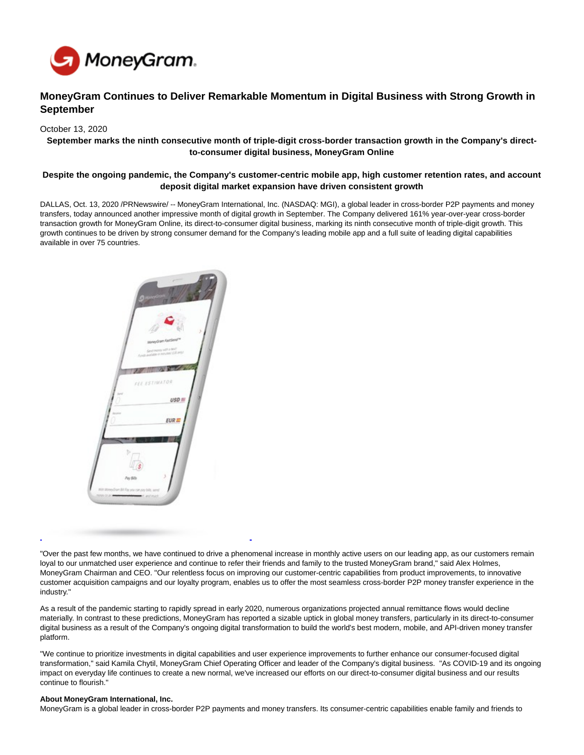# MoneyGram Continues to Deliver Remarkable Momentum in Digital Business with Strong Growth in September

October 13, 2020

**September marks the ninth consecutive month of triple-digit cross-border transaction growth in the Company's direct-to-consumer digital business, MoneyGram Online**

**Despite the ongoing pandemic, the Company's customer-centric mobile app, high customer retention rates, and account deposit digital market expansion have driven consistent growth**

DALLAS, Oct. 13, 2020 /PRNewswire/ -- MoneyGram International, Inc. (NASDAQ: MGI), a global leader in cross-border P2P payments and money transfers, today announced another impressive month of digital growth in September. The Company delivered 161% year-over-year cross-border transaction growth for MoneyGram Online, its direct-to-consumer digital business, marking its ninth consecutive month of triple-digit growth. This growth continues to be driven by strong consumer demand for the Company's leading mobile app and a full suite of leading digital capabilities available in over 75 countries.

"Over the past few months, we have continued to drive a phenomenal increase in monthly active users on our leading app, as our customers remain loyal to our unmatched user experience and continue to refer their friends and family to the trusted MoneyGram brand," said Alex Holmes, MoneyGram Chairman and CEO. "Our relentless focus on improving our customer-centric capabilities from product improvements, to innovative customer acquisition campaigns and our loyalty program, enables us to offer the most seamless cross-border P2P money transfer experience in the industry."

As a result of the pandemic starting to rapidly spread in early 2020, numerous organizations projected annual remittance flows would decline materially. In contrast to these predictions, MoneyGram has reported a sizable uptick in global money transfers, particularly in its direct-to-consumer digital business as a result of the Company's ongoing digital transformation to build the world's best modern, mobile, and API-driven money transfer platform.

"We continue to prioritize investments in digital capabilities and user experience improvements to further enhance our consumer-focused digital transformation," said Kamila Chytil, MoneyGram Chief Operating Officer and leader of the Company's digital business. "As COVID-19 and its ongoing impact on everyday life continues to create a new normal, we've increased our efforts on our direct-to-consumer digital business and our results continue to flourish."

**About MoneyGram International, Inc.**

MoneyGram is a global leader in cross-border P2P payments and money transfers. Its consumer-centric capabilities enable family and friends to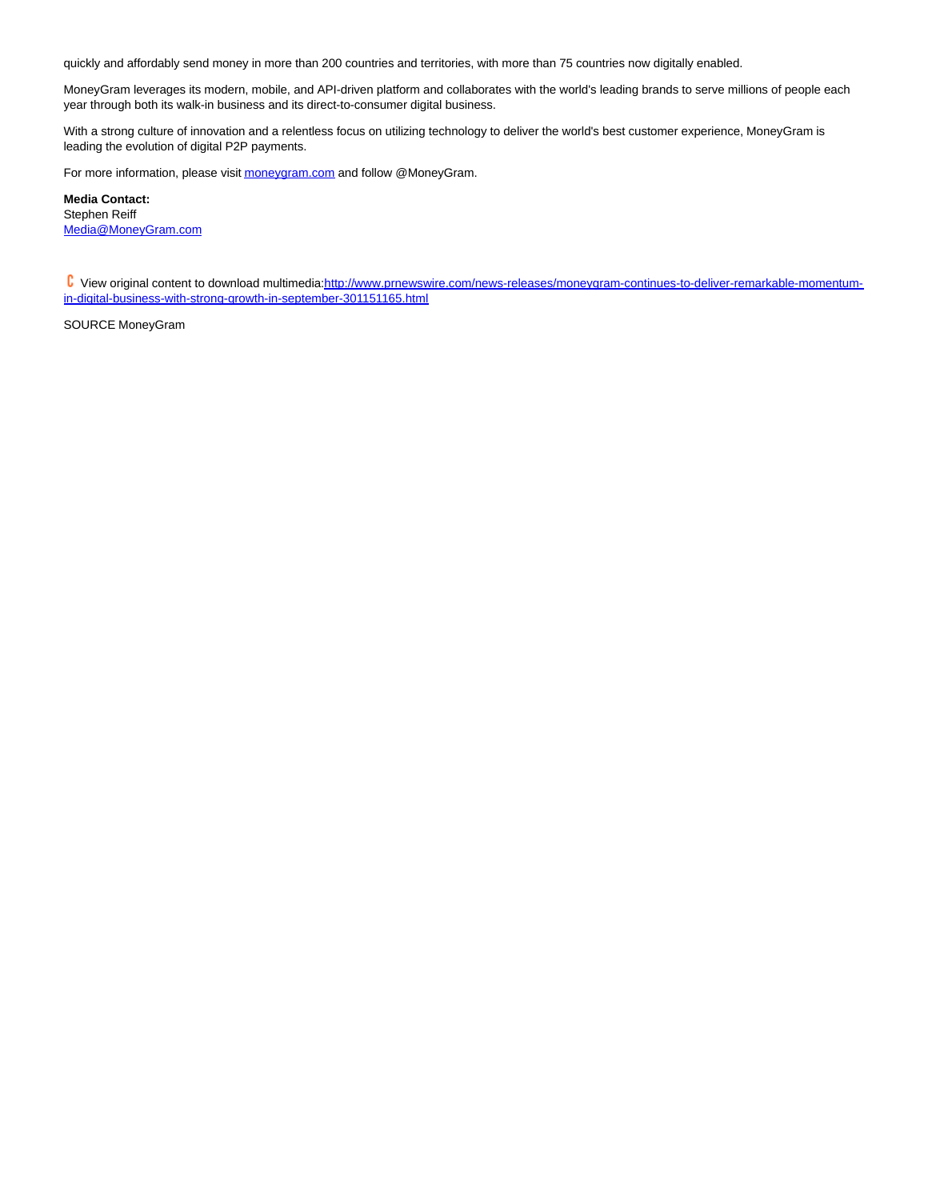quickly and affordably send money in more than 200 countries and territories, with more than 75 countries now digitally enabled.

MoneyGram leverages its modern, mobile, and API-driven platform and collaborates with the world's leading brands to serve millions of people each year through both its walk-in business and its direct-to-consumer digital business.

With a strong culture of innovation and a relentless focus on utilizing technology to deliver the world's best customer experience, MoneyGram is leading the evolution of digital P2P payments.

For more information, please visit [moneygram.com](http://moneygram.com) and follow @MoneyGram.

**Media Contact:**
Stephen Reiff
[Media@MoneyGram.com](mailto:Media@MoneyGram.com)

View original content to download multimedia:[http://www.prnewswire.com/news-releases/moneygram-continues-to-deliver-remarkable-momentum-in-digital-business-with-strong-growth-in-september-301151165.html](http://www.prnewswire.com/news-releases/moneygram-continues-to-deliver-remarkable-momentum-in-digital-business-with-strong-growth-in-september-301151165.html)

SOURCE MoneyGram